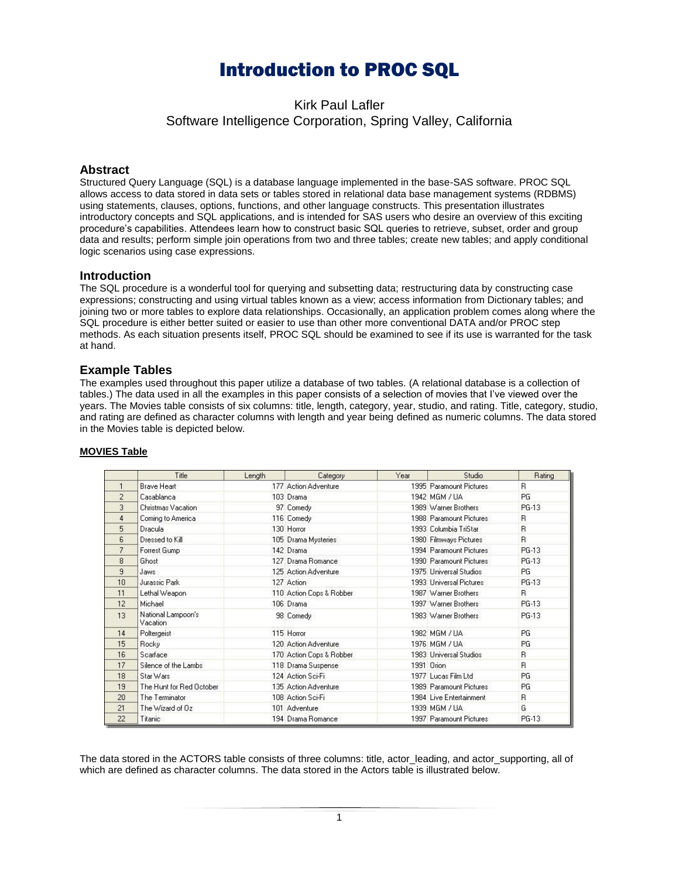# Introduction to PROC SQL

Kirk Paul Lafler
Software Intelligence Corporation, Spring Valley, California

## Abstract

Structured Query Language (SQL) is a database language implemented in the base-SAS software. PROC SQL allows access to data stored in data sets or tables stored in relational data base management systems (RDBMS) using statements, clauses, options, functions, and other language constructs. This presentation illustrates introductory concepts and SQL applications, and is intended for SAS users who desire an overview of this exciting procedure's capabilities. Attendees learn how to construct basic SQL queries to retrieve, subset, order and group data and results; perform simple join operations from two and three tables; create new tables; and apply conditional logic scenarios using case expressions.

## Introduction

The SQL procedure is a wonderful tool for querying and subsetting data; restructuring data by constructing case expressions; constructing and using virtual tables known as a view; access information from Dictionary tables; and joining two or more tables to explore data relationships. Occasionally, an application problem comes along where the SQL procedure is either better suited or easier to use than other more conventional DATA and/or PROC step methods. As each situation presents itself, PROC SQL should be examined to see if its use is warranted for the task at hand.

## Example Tables

The examples used throughout this paper utilize a database of two tables. (A relational database is a collection of tables.) The data used in all the examples in this paper consists of a selection of movies that I've viewed over the years. The Movies table consists of six columns: title, length, category, year, studio, and rating. Title, category, studio, and rating are defined as character columns with length and year being defined as numeric columns. The data stored in the Movies table is depicted below.

**MOVIES Table**

| | Title | Length | Category | Year | Studio | Rating |
|---|---|---|---|---|---|---|
| 1 | Brave Heart | 177 | Action Adventure | 1995 | Paramount Pictures | R |
| 2 | Casablanca | 103 | Drama | 1942 | MGM / UA | PG |
| 3 | Christmas Vacation | 97 | Comedy | 1989 | Warner Brothers | PG-13 |
| 4 | Coming to America | 116 | Comedy | 1988 | Paramount Pictures | R |
| 5 | Dracula | 130 | Horror | 1993 | Columbia TriStar | R |
| 6 | Dressed to Kill | 105 | Drama Mysteries | 1980 | Filmways Pictures | R |
| 7 | Forrest Gump | 142 | Drama | 1994 | Paramount Pictures | PG-13 |
| 8 | Ghost | 127 | Drama Romance | 1990 | Paramount Pictures | PG-13 |
| 9 | Jaws | 125 | Action Adventure | 1975 | Universal Studios | PG |
| 10 | Jurassic Park | 127 | Action | 1993 | Universal Pictures | PG-13 |
| 11 | Lethal Weapon | 110 | Action Cops & Robber | 1987 | Warner Brothers | R |
| 12 | Michael | 106 | Drama | 1997 | Warner Brothers | PG-13 |
| 13 | National Lampoon's Vacation | 98 | Comedy | 1983 | Warner Brothers | PG-13 |
| 14 | Poltergeist | 115 | Horror | 1982 | MGM / UA | PG |
| 15 | Rocky | 120 | Action Adventure | 1976 | MGM / UA | PG |
| 16 | Scarface | 170 | Action Cops & Robber | 1983 | Universal Studios | R |
| 17 | Silence of the Lambs | 118 | Drama Suspense | 1991 | Orion | R |
| 18 | Star Wars | 124 | Action Sci-Fi | 1977 | Lucas Film Ltd | PG |
| 19 | The Hunt for Red October | 135 | Action Adventure | 1989 | Paramount Pictures | PG |
| 20 | The Terminator | 108 | Action Sci-Fi | 1984 | Live Entertainment | R |
| 21 | The Wizard of Oz | 101 | Adventure | 1939 | MGM / UA | G |
| 22 | Titanic | 194 | Drama Romance | 1997 | Paramount Pictures | PG-13 |

The data stored in the ACTORS table consists of three columns: title, actor_leading, and actor_supporting, all of which are defined as character columns. The data stored in the Actors table is illustrated below.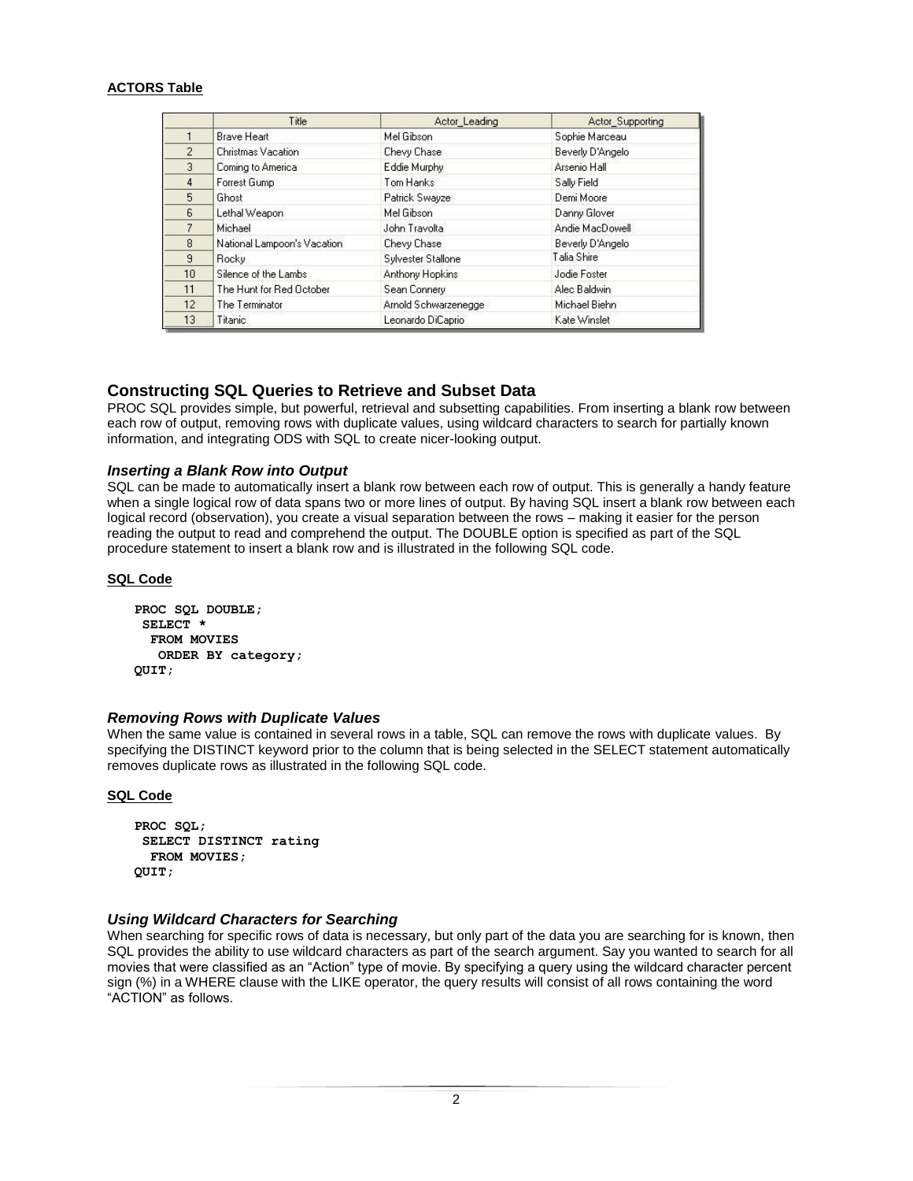**ACTORS Table**

| | Title | Actor_Leading | Actor_Supporting |
|---|---|---|---|
| 1 | Brave Heart | Mel Gibson | Sophie Marceau |
| 2 | Christmas Vacation | Chevy Chase | Beverly D'Angelo |
| 3 | Coming to America | Eddie Murphy | Arsenio Hall |
| 4 | Forrest Gump | Tom Hanks | Sally Field |
| 5 | Ghost | Patrick Swayze | Demi Moore |
| 6 | Lethal Weapon | Mel Gibson | Danny Glover |
| 7 | Michael | John Travolta | Andie MacDowell |
| 8 | National Lampoon's Vacation | Chevy Chase | Beverly D'Angelo |
| 9 | Rocky | Sylvester Stallone | Talia Shire |
| 10 | Silence of the Lambs | Anthony Hopkins | Jodie Foster |
| 11 | The Hunt for Red October | Sean Connery | Alec Baldwin |
| 12 | The Terminator | Arnold Schwarzenegge | Michael Biehn |
| 13 | Titanic | Leonardo DiCaprio | Kate Winslet |

## Constructing SQL Queries to Retrieve and Subset Data

PROC SQL provides simple, but powerful, retrieval and subsetting capabilities. From inserting a blank row between each row of output, removing rows with duplicate values, using wildcard characters to search for partially known information, and integrating ODS with SQL to create nicer-looking output.

### *Inserting a Blank Row into Output*

SQL can be made to automatically insert a blank row between each row of output. This is generally a handy feature when a single logical row of data spans two or more lines of output. By having SQL insert a blank row between each logical record (observation), you create a visual separation between the rows – making it easier for the person reading the output to read and comprehend the output. The DOUBLE option is specified as part of the SQL procedure statement to insert a blank row and is illustrated in the following SQL code.

**SQL Code**

```
PROC SQL DOUBLE;
 SELECT *
  FROM MOVIES
   ORDER BY category;
QUIT;
```

### *Removing Rows with Duplicate Values*

When the same value is contained in several rows in a table, SQL can remove the rows with duplicate values. By specifying the DISTINCT keyword prior to the column that is being selected in the SELECT statement automatically removes duplicate rows as illustrated in the following SQL code.

**SQL Code**

```
PROC SQL;
 SELECT DISTINCT rating
  FROM MOVIES;
QUIT;
```

### *Using Wildcard Characters for Searching*

When searching for specific rows of data is necessary, but only part of the data you are searching for is known, then SQL provides the ability to use wildcard characters as part of the search argument. Say you wanted to search for all movies that were classified as an "Action" type of movie. By specifying a query using the wildcard character percent sign (%) in a WHERE clause with the LIKE operator, the query results will consist of all rows containing the word "ACTION" as follows.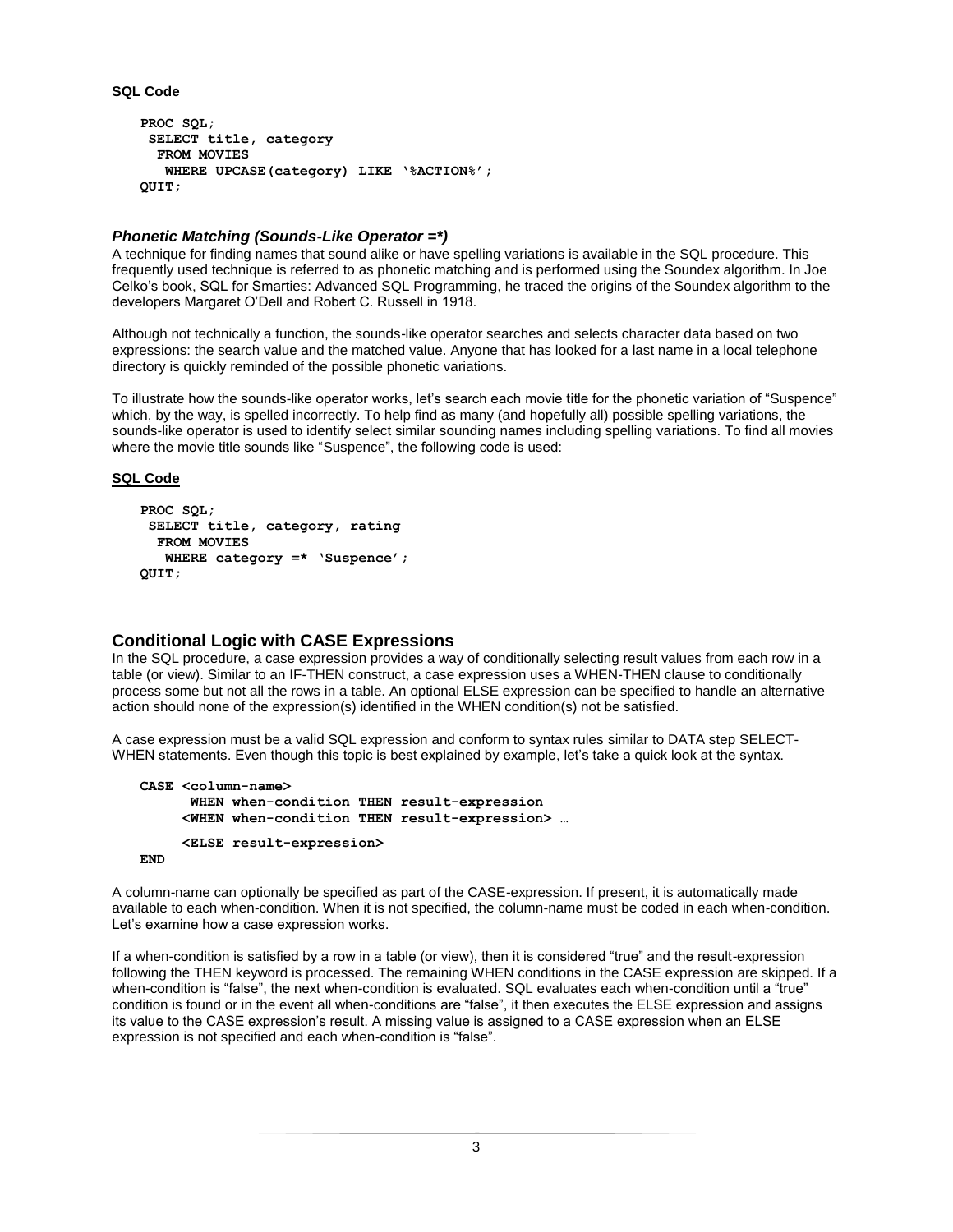**SQL Code**

```
PROC SQL;
 SELECT title, category
  FROM MOVIES
   WHERE UPCASE(category) LIKE '%ACTION%';
QUIT;
```

### *Phonetic Matching (Sounds-Like Operator =*)*

A technique for finding names that sound alike or have spelling variations is available in the SQL procedure. This frequently used technique is referred to as phonetic matching and is performed using the Soundex algorithm. In Joe Celko's book, SQL for Smarties: Advanced SQL Programming, he traced the origins of the Soundex algorithm to the developers Margaret O'Dell and Robert C. Russell in 1918.

Although not technically a function, the sounds-like operator searches and selects character data based on two expressions: the search value and the matched value. Anyone that has looked for a last name in a local telephone directory is quickly reminded of the possible phonetic variations.

To illustrate how the sounds-like operator works, let's search each movie title for the phonetic variation of "Suspence" which, by the way, is spelled incorrectly. To help find as many (and hopefully all) possible spelling variations, the sounds-like operator is used to identify select similar sounding names including spelling variations. To find all movies where the movie title sounds like "Suspence", the following code is used:

**SQL Code**

```
PROC SQL;
 SELECT title, category, rating
  FROM MOVIES
   WHERE category =* 'Suspence';
QUIT;
```

## Conditional Logic with CASE Expressions

In the SQL procedure, a case expression provides a way of conditionally selecting result values from each row in a table (or view). Similar to an IF-THEN construct, a case expression uses a WHEN-THEN clause to conditionally process some but not all the rows in a table. An optional ELSE expression can be specified to handle an alternative action should none of the expression(s) identified in the WHEN condition(s) not be satisfied.

A case expression must be a valid SQL expression and conform to syntax rules similar to DATA step SELECT-WHEN statements. Even though this topic is best explained by example, let's take a quick look at the syntax.

```
CASE <column-name>
      WHEN when-condition THEN result-expression
     <WHEN when-condition THEN result-expression> …
     <ELSE result-expression>
END
```

A column-name can optionally be specified as part of the CASE-expression. If present, it is automatically made available to each when-condition. When it is not specified, the column-name must be coded in each when-condition. Let's examine how a case expression works.

If a when-condition is satisfied by a row in a table (or view), then it is considered "true" and the result-expression following the THEN keyword is processed. The remaining WHEN conditions in the CASE expression are skipped. If a when-condition is "false", the next when-condition is evaluated. SQL evaluates each when-condition until a "true" condition is found or in the event all when-conditions are "false", it then executes the ELSE expression and assigns its value to the CASE expression's result. A missing value is assigned to a CASE expression when an ELSE expression is not specified and each when-condition is "false".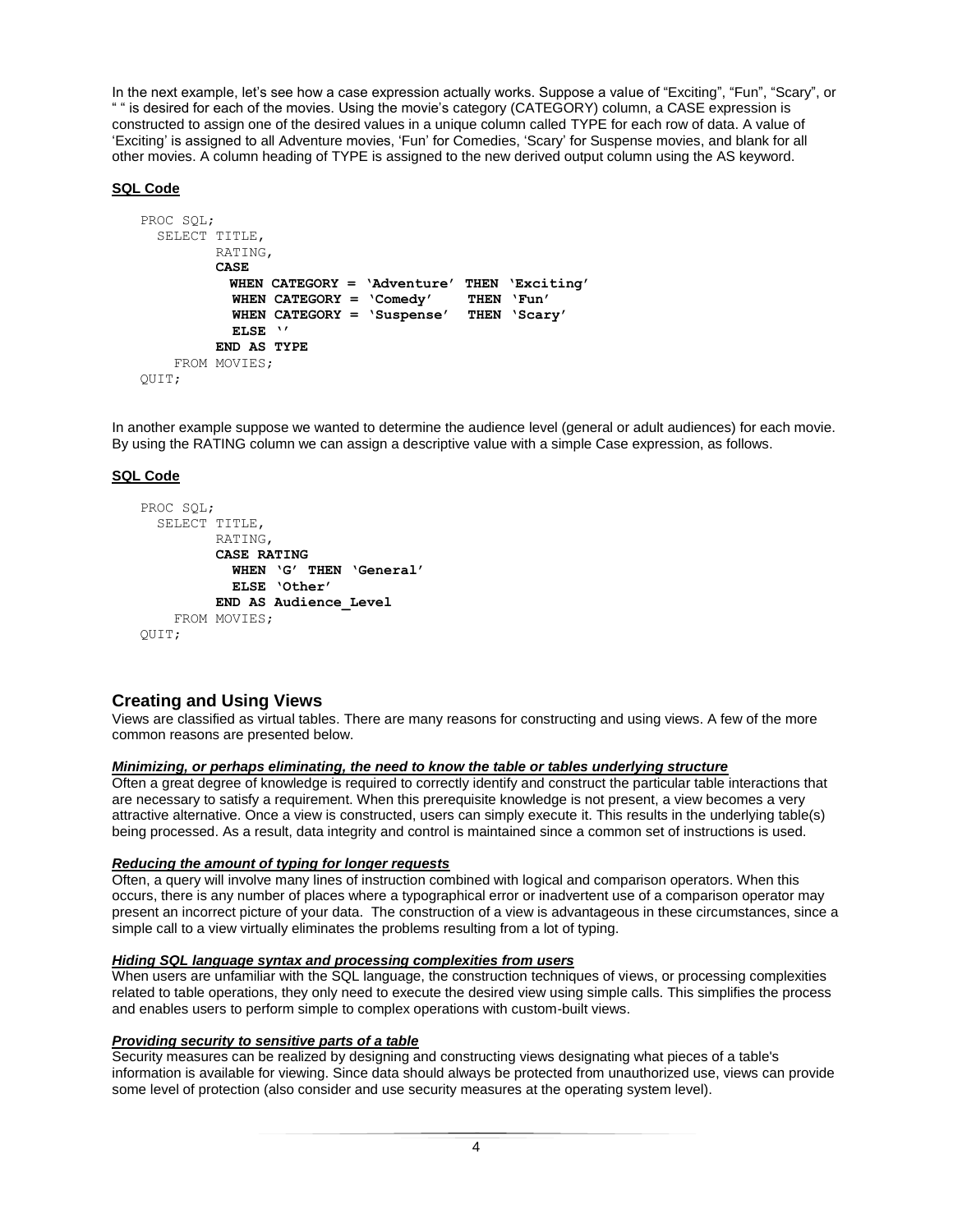In the next example, let's see how a case expression actually works. Suppose a value of "Exciting", "Fun", "Scary", or " " is desired for each of the movies. Using the movie's category (CATEGORY) column, a CASE expression is constructed to assign one of the desired values in a unique column called TYPE for each row of data. A value of 'Exciting' is assigned to all Adventure movies, 'Fun' for Comedies, 'Scary' for Suspense movies, and blank for all other movies. A column heading of TYPE is assigned to the new derived output column using the AS keyword.

**SQL Code**

```
PROC SQL;
  SELECT TITLE,
         RATING,
         CASE
           WHEN CATEGORY = 'Adventure'  THEN 'Exciting'
           WHEN CATEGORY = 'Comedy'     THEN 'Fun'
           WHEN CATEGORY = 'Suspense'   THEN 'Scary'
           ELSE ''
         END AS TYPE
    FROM MOVIES;
QUIT;
```

In another example suppose we wanted to determine the audience level (general or adult audiences) for each movie. By using the RATING column we can assign a descriptive value with a simple Case expression, as follows.

**SQL Code**

```
PROC SQL;
  SELECT TITLE,
         RATING,
         CASE RATING
           WHEN 'G' THEN 'General'
           ELSE 'Other'
         END AS Audience_Level
    FROM MOVIES;
QUIT;
```

## Creating and Using Views

Views are classified as virtual tables. There are many reasons for constructing and using views. A few of the more common reasons are presented below.

***Minimizing, or perhaps eliminating, the need to know the table or tables underlying structure***

Often a great degree of knowledge is required to correctly identify and construct the particular table interactions that are necessary to satisfy a requirement. When this prerequisite knowledge is not present, a view becomes a very attractive alternative. Once a view is constructed, users can simply execute it. This results in the underlying table(s) being processed. As a result, data integrity and control is maintained since a common set of instructions is used.

***Reducing the amount of typing for longer requests***

Often, a query will involve many lines of instruction combined with logical and comparison operators. When this occurs, there is any number of places where a typographical error or inadvertent use of a comparison operator may present an incorrect picture of your data. The construction of a view is advantageous in these circumstances, since a simple call to a view virtually eliminates the problems resulting from a lot of typing.

***Hiding SQL language syntax and processing complexities from users***

When users are unfamiliar with the SQL language, the construction techniques of views, or processing complexities related to table operations, they only need to execute the desired view using simple calls. This simplifies the process and enables users to perform simple to complex operations with custom-built views.

***Providing security to sensitive parts of a table***

Security measures can be realized by designing and constructing views designating what pieces of a table's information is available for viewing. Since data should always be protected from unauthorized use, views can provide some level of protection (also consider and use security measures at the operating system level).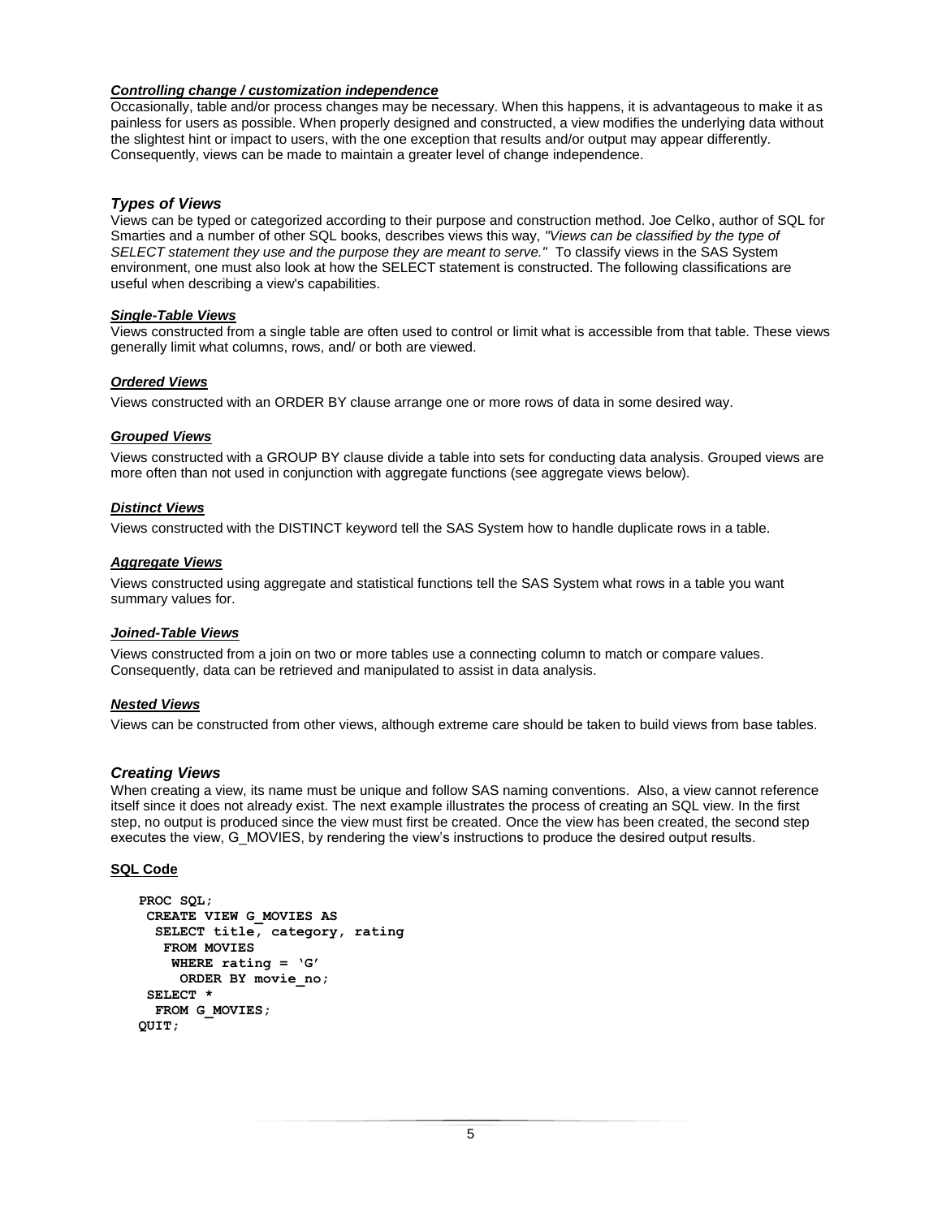#### ***Controlling change / customization independence***

Occasionally, table and/or process changes may be necessary. When this happens, it is advantageous to make it as painless for users as possible. When properly designed and constructed, a view modifies the underlying data without the slightest hint or impact to users, with the one exception that results and/or output may appear differently. Consequently, views can be made to maintain a greater level of change independence.

### *Types of Views*

Views can be typed or categorized according to their purpose and construction method. Joe Celko, author of SQL for Smarties and a number of other SQL books, describes views this way, *"Views can be classified by the type of SELECT statement they use and the purpose they are meant to serve."* To classify views in the SAS System environment, one must also look at how the SELECT statement is constructed. The following classifications are useful when describing a view's capabilities.

#### ***Single-Table Views***

Views constructed from a single table are often used to control or limit what is accessible from that table. These views generally limit what columns, rows, and/ or both are viewed.

#### ***Ordered Views***

Views constructed with an ORDER BY clause arrange one or more rows of data in some desired way.

#### ***Grouped Views***

Views constructed with a GROUP BY clause divide a table into sets for conducting data analysis. Grouped views are more often than not used in conjunction with aggregate functions (see aggregate views below).

#### ***Distinct Views***

Views constructed with the DISTINCT keyword tell the SAS System how to handle duplicate rows in a table.

#### ***Aggregate Views***

Views constructed using aggregate and statistical functions tell the SAS System what rows in a table you want summary values for.

#### ***Joined-Table Views***

Views constructed from a join on two or more tables use a connecting column to match or compare values. Consequently, data can be retrieved and manipulated to assist in data analysis.

#### ***Nested Views***

Views can be constructed from other views, although extreme care should be taken to build views from base tables.

### *Creating Views*

When creating a view, its name must be unique and follow SAS naming conventions. Also, a view cannot reference itself since it does not already exist. The next example illustrates the process of creating an SQL view. In the first step, no output is produced since the view must first be created. Once the view has been created, the second step executes the view, G_MOVIES, by rendering the view's instructions to produce the desired output results.

**SQL Code**

```
PROC SQL;
 CREATE VIEW G_MOVIES AS
  SELECT title, category, rating
   FROM MOVIES
    WHERE rating = 'G'
     ORDER BY movie_no;
 SELECT *
  FROM G_MOVIES;
QUIT;
```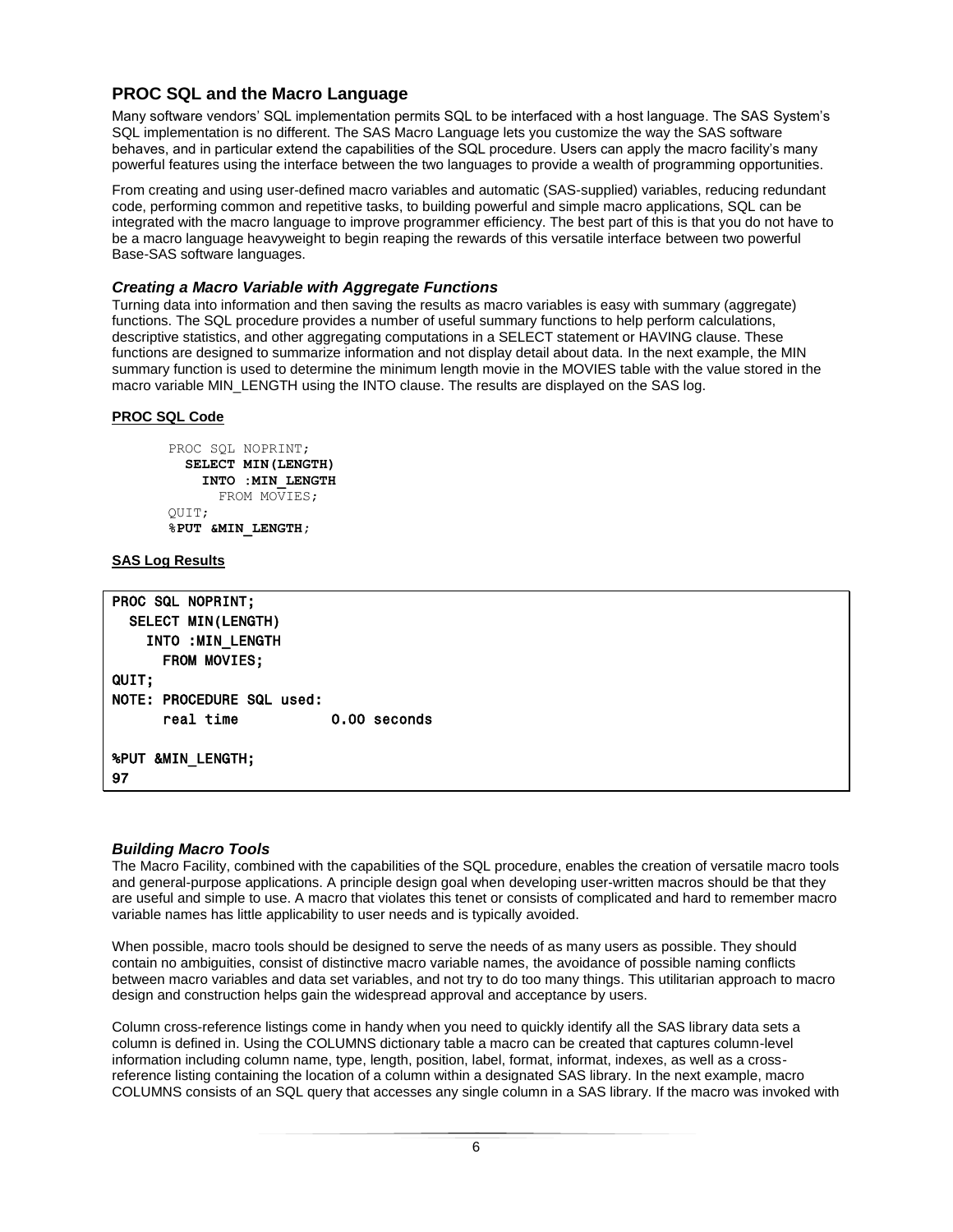## PROC SQL and the Macro Language

Many software vendors' SQL implementation permits SQL to be interfaced with a host language. The SAS System's SQL implementation is no different. The SAS Macro Language lets you customize the way the SAS software behaves, and in particular extend the capabilities of the SQL procedure. Users can apply the macro facility's many powerful features using the interface between the two languages to provide a wealth of programming opportunities.

From creating and using user-defined macro variables and automatic (SAS-supplied) variables, reducing redundant code, performing common and repetitive tasks, to building powerful and simple macro applications, SQL can be integrated with the macro language to improve programmer efficiency. The best part of this is that you do not have to be a macro language heavyweight to begin reaping the rewards of this versatile interface between two powerful Base-SAS software languages.

### *Creating a Macro Variable with Aggregate Functions*

Turning data into information and then saving the results as macro variables is easy with summary (aggregate) functions. The SQL procedure provides a number of useful summary functions to help perform calculations, descriptive statistics, and other aggregating computations in a SELECT statement or HAVING clause. These functions are designed to summarize information and not display detail about data. In the next example, the MIN summary function is used to determine the minimum length movie in the MOVIES table with the value stored in the macro variable MIN_LENGTH using the INTO clause. The results are displayed on the SAS log.

**PROC SQL Code**

```
PROC SQL NOPRINT;
  SELECT MIN(LENGTH)
    INTO :MIN_LENGTH
      FROM MOVIES;
QUIT;
%PUT &MIN_LENGTH;
```

**SAS Log Results**

```
PROC SQL NOPRINT;
  SELECT MIN(LENGTH)
    INTO :MIN_LENGTH
      FROM MOVIES;
QUIT;
NOTE: PROCEDURE SQL used:
      real time           0.00 seconds

%PUT &MIN_LENGTH;
97
```

### *Building Macro Tools*

The Macro Facility, combined with the capabilities of the SQL procedure, enables the creation of versatile macro tools and general-purpose applications. A principle design goal when developing user-written macros should be that they are useful and simple to use. A macro that violates this tenet or consists of complicated and hard to remember macro variable names has little applicability to user needs and is typically avoided.

When possible, macro tools should be designed to serve the needs of as many users as possible. They should contain no ambiguities, consist of distinctive macro variable names, the avoidance of possible naming conflicts between macro variables and data set variables, and not try to do too many things. This utilitarian approach to macro design and construction helps gain the widespread approval and acceptance by users.

Column cross-reference listings come in handy when you need to quickly identify all the SAS library data sets a column is defined in. Using the COLUMNS dictionary table a macro can be created that captures column-level information including column name, type, length, position, label, format, informat, indexes, as well as a cross-reference listing containing the location of a column within a designated SAS library. In the next example, macro COLUMNS consists of an SQL query that accesses any single column in a SAS library. If the macro was invoked with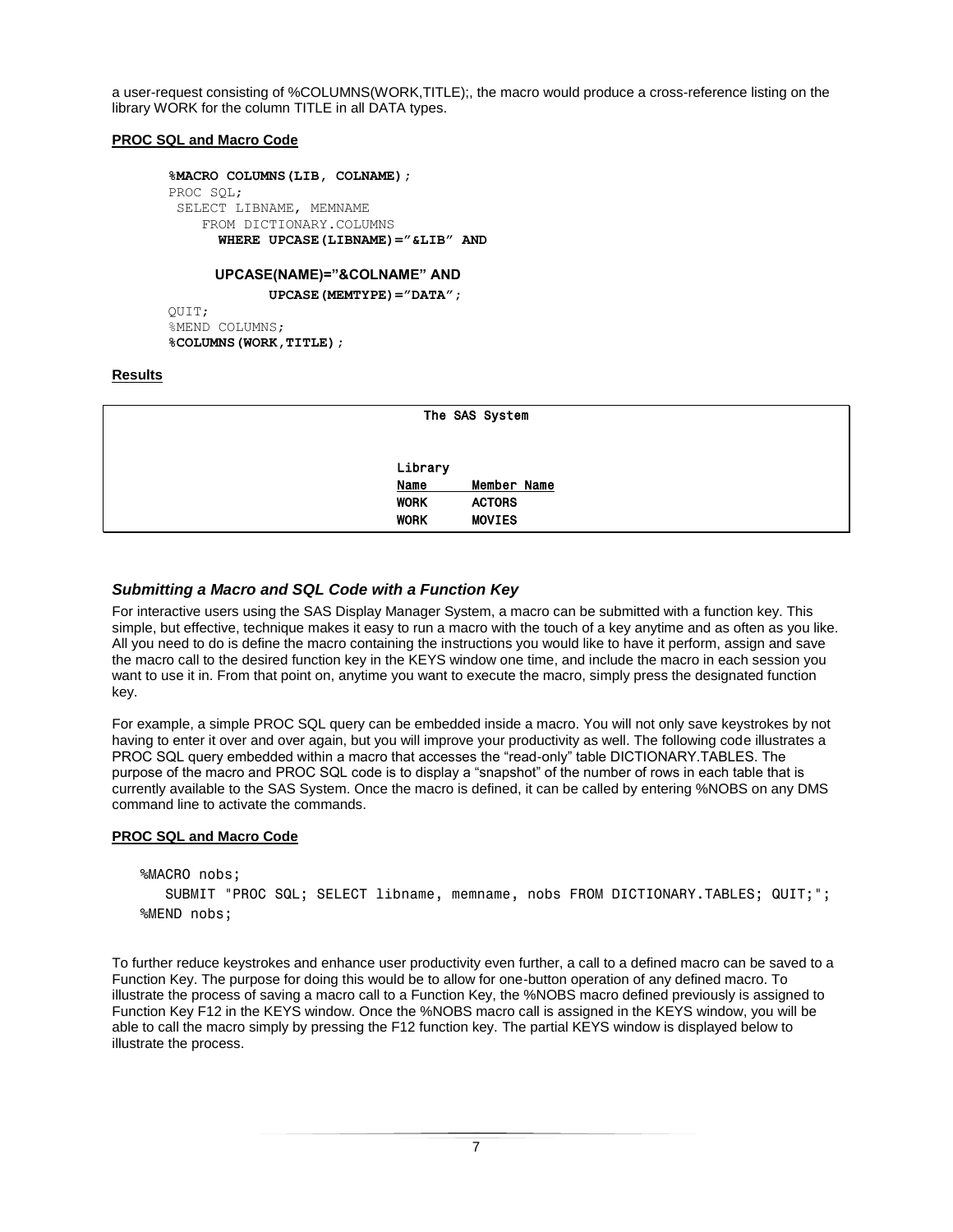a user-request consisting of %COLUMNS(WORK,TITLE);, the macro would produce a cross-reference listing on the library WORK for the column TITLE in all DATA types.

**PROC SQL and Macro Code**

```
%MACRO COLUMNS(LIB, COLNAME);
PROC SQL;
 SELECT LIBNAME, MEMNAME
    FROM DICTIONARY.COLUMNS
      WHERE UPCASE(LIBNAME)="&LIB" AND

      UPCASE(NAME)="&COLNAME" AND
            UPCASE(MEMTYPE)="DATA";
QUIT;
%MEND COLUMNS;
%COLUMNS(WORK,TITLE);
```

**Results**

```
                         The SAS System


                    Library
                    Name      Member Name
                    WORK      ACTORS
                    WORK      MOVIES
```

### *Submitting a Macro and SQL Code with a Function Key*

For interactive users using the SAS Display Manager System, a macro can be submitted with a function key. This simple, but effective, technique makes it easy to run a macro with the touch of a key anytime and as often as you like. All you need to do is define the macro containing the instructions you would like to have it perform, assign and save the macro call to the desired function key in the KEYS window one time, and include the macro in each session you want to use it in. From that point on, anytime you want to execute the macro, simply press the designated function key.

For example, a simple PROC SQL query can be embedded inside a macro. You will not only save keystrokes by not having to enter it over and over again, but you will improve your productivity as well. The following code illustrates a PROC SQL query embedded within a macro that accesses the "read-only" table DICTIONARY.TABLES. The purpose of the macro and PROC SQL code is to display a "snapshot" of the number of rows in each table that is currently available to the SAS System. Once the macro is defined, it can be called by entering %NOBS on any DMS command line to activate the commands.

**PROC SQL and Macro Code**

```
%MACRO nobs;
   SUBMIT "PROC SQL; SELECT libname, memname, nobs FROM DICTIONARY.TABLES; QUIT;";
%MEND nobs;
```

To further reduce keystrokes and enhance user productivity even further, a call to a defined macro can be saved to a Function Key. The purpose for doing this would be to allow for one-button operation of any defined macro. To illustrate the process of saving a macro call to a Function Key, the %NOBS macro defined previously is assigned to Function Key F12 in the KEYS window. Once the %NOBS macro call is assigned in the KEYS window, you will be able to call the macro simply by pressing the F12 function key. The partial KEYS window is displayed below to illustrate the process.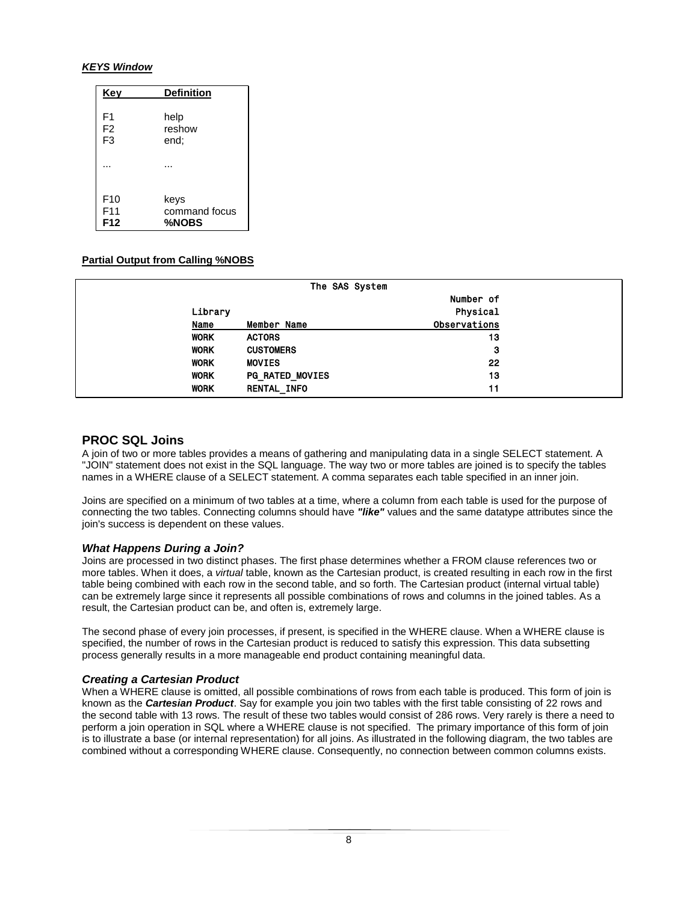***KEYS Window***

| Key | Definition |
|---|---|
| F1 | help |
| F2 | reshow |
| F3 | end; |
| ... | ... |
| F10 | keys |
| F11 | command focus |
| **F12** | **%NOBS** |

**Partial Output from Calling %NOBS**

```
                              The SAS System
                                                        Number of
          Library                                        Physical
          Name      Member Name                      Observations
          WORK      ACTORS                                     13
          WORK      CUSTOMERS                                   3
          WORK      MOVIES                                     22
          WORK      PG_RATED_MOVIES                            13
          WORK      RENTAL_INFO                                11
```

## PROC SQL Joins

A join of two or more tables provides a means of gathering and manipulating data in a single SELECT statement. A "JOIN" statement does not exist in the SQL language. The way two or more tables are joined is to specify the tables names in a WHERE clause of a SELECT statement. A comma separates each table specified in an inner join.

Joins are specified on a minimum of two tables at a time, where a column from each table is used for the purpose of connecting the two tables. Connecting columns should have ***"like"*** values and the same datatype attributes since the join's success is dependent on these values.

### *What Happens During a Join?*

Joins are processed in two distinct phases. The first phase determines whether a FROM clause references two or more tables. When it does, a *virtual* table, known as the Cartesian product, is created resulting in each row in the first table being combined with each row in the second table, and so forth. The Cartesian product (internal virtual table) can be extremely large since it represents all possible combinations of rows and columns in the joined tables. As a result, the Cartesian product can be, and often is, extremely large.

The second phase of every join processes, if present, is specified in the WHERE clause. When a WHERE clause is specified, the number of rows in the Cartesian product is reduced to satisfy this expression. This data subsetting process generally results in a more manageable end product containing meaningful data.

### *Creating a Cartesian Product*

When a WHERE clause is omitted, all possible combinations of rows from each table is produced. This form of join is known as the ***Cartesian Product***. Say for example you join two tables with the first table consisting of 22 rows and the second table with 13 rows. The result of these two tables would consist of 286 rows. Very rarely is there a need to perform a join operation in SQL where a WHERE clause is not specified. The primary importance of this form of join is to illustrate a base (or internal representation) for all joins. As illustrated in the following diagram, the two tables are combined without a corresponding WHERE clause. Consequently, no connection between common columns exists.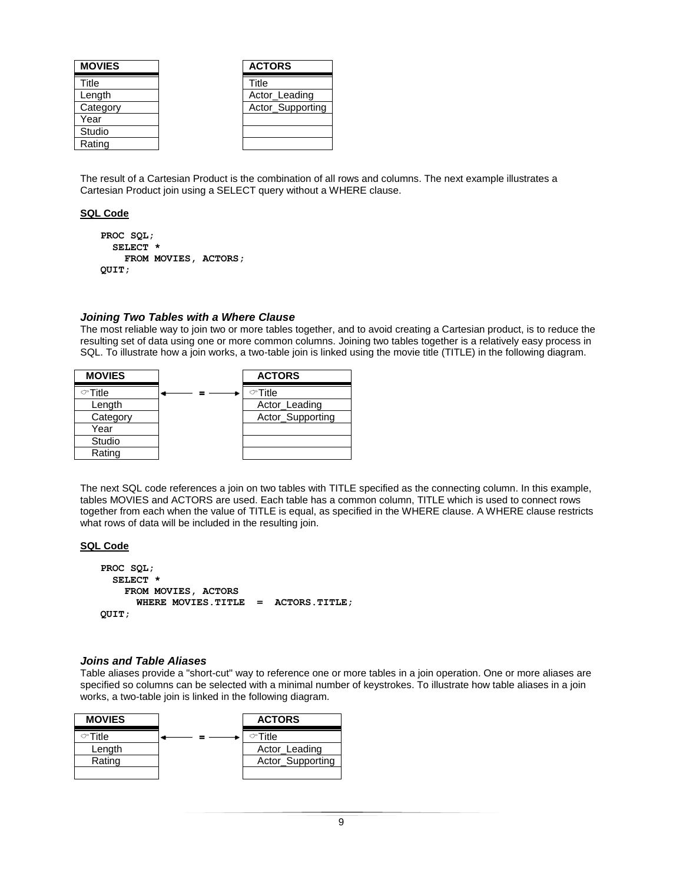| MOVIES |
| --- |
| Title |
| Length |
| Category |
| Year |
| Studio |
| Rating |

| ACTORS |
| --- |
| Title |
| Actor_Leading |
| Actor_Supporting |
| |
| |
| |

The result of a Cartesian Product is the combination of all rows and columns. The next example illustrates a Cartesian Product join using a SELECT query without a WHERE clause.

**SQL Code**

```
PROC SQL;
  SELECT *
    FROM MOVIES, ACTORS;
QUIT;
```

### *Joining Two Tables with a Where Clause*

The most reliable way to join two or more tables together, and to avoid creating a Cartesian product, is to reduce the resulting set of data using one or more common columns. Joining two tables together is a relatively easy process in SQL. To illustrate how a join works, a two-table join is linked using the movie title (TITLE) in the following diagram.

| MOVIES | | ACTORS |
| --- | --- | --- |
| ☞Title | ←— = —→ | ☞Title |
| Length | | Actor_Leading |
| Category | | Actor_Supporting |
| Year | | |
| Studio | | |
| Rating | | |

The next SQL code references a join on two tables with TITLE specified as the connecting column. In this example, tables MOVIES and ACTORS are used. Each table has a common column, TITLE which is used to connect rows together from each when the value of TITLE is equal, as specified in the WHERE clause. A WHERE clause restricts what rows of data will be included in the resulting join.

**SQL Code**

```
PROC SQL;
  SELECT *
    FROM MOVIES, ACTORS
      WHERE MOVIES.TITLE  =  ACTORS.TITLE;
QUIT;
```

### *Joins and Table Aliases*

Table aliases provide a "short-cut" way to reference one or more tables in a join operation. One or more aliases are specified so columns can be selected with a minimal number of keystrokes. To illustrate how table aliases in a join works, a two-table join is linked in the following diagram.

| MOVIES | | ACTORS |
| --- | --- | --- |
| ☞Title | ←— = —→ | ☞Title |
| Length | | Actor_Leading |
| Rating | | Actor_Supporting |
| | | |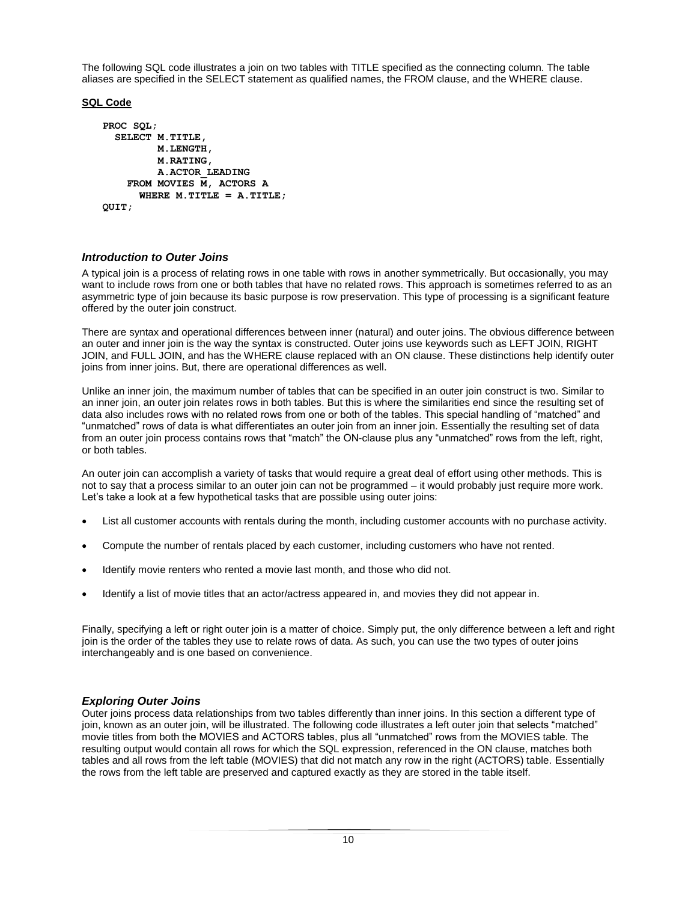The following SQL code illustrates a join on two tables with TITLE specified as the connecting column. The table aliases are specified in the SELECT statement as qualified names, the FROM clause, and the WHERE clause.

**SQL Code**

```
PROC SQL;
  SELECT M.TITLE,
         M.LENGTH,
         M.RATING,
         A.ACTOR_LEADING
    FROM MOVIES M, ACTORS A
      WHERE M.TITLE = A.TITLE;
QUIT;
```

### *Introduction to Outer Joins*

A typical join is a process of relating rows in one table with rows in another symmetrically. But occasionally, you may want to include rows from one or both tables that have no related rows. This approach is sometimes referred to as an asymmetric type of join because its basic purpose is row preservation. This type of processing is a significant feature offered by the outer join construct.

There are syntax and operational differences between inner (natural) and outer joins. The obvious difference between an outer and inner join is the way the syntax is constructed. Outer joins use keywords such as LEFT JOIN, RIGHT JOIN, and FULL JOIN, and has the WHERE clause replaced with an ON clause. These distinctions help identify outer joins from inner joins. But, there are operational differences as well.

Unlike an inner join, the maximum number of tables that can be specified in an outer join construct is two. Similar to an inner join, an outer join relates rows in both tables. But this is where the similarities end since the resulting set of data also includes rows with no related rows from one or both of the tables. This special handling of "matched" and "unmatched" rows of data is what differentiates an outer join from an inner join. Essentially the resulting set of data from an outer join process contains rows that "match" the ON-clause plus any "unmatched" rows from the left, right, or both tables.

An outer join can accomplish a variety of tasks that would require a great deal of effort using other methods. This is not to say that a process similar to an outer join can not be programmed – it would probably just require more work. Let's take a look at a few hypothetical tasks that are possible using outer joins:

- List all customer accounts with rentals during the month, including customer accounts with no purchase activity.
- Compute the number of rentals placed by each customer, including customers who have not rented.
- Identify movie renters who rented a movie last month, and those who did not.
- Identify a list of movie titles that an actor/actress appeared in, and movies they did not appear in.

Finally, specifying a left or right outer join is a matter of choice. Simply put, the only difference between a left and right join is the order of the tables they use to relate rows of data. As such, you can use the two types of outer joins interchangeably and is one based on convenience.

### *Exploring Outer Joins*

Outer joins process data relationships from two tables differently than inner joins. In this section a different type of join, known as an outer join, will be illustrated. The following code illustrates a left outer join that selects "matched" movie titles from both the MOVIES and ACTORS tables, plus all "unmatched" rows from the MOVIES table. The resulting output would contain all rows for which the SQL expression, referenced in the ON clause, matches both tables and all rows from the left table (MOVIES) that did not match any row in the right (ACTORS) table. Essentially the rows from the left table are preserved and captured exactly as they are stored in the table itself.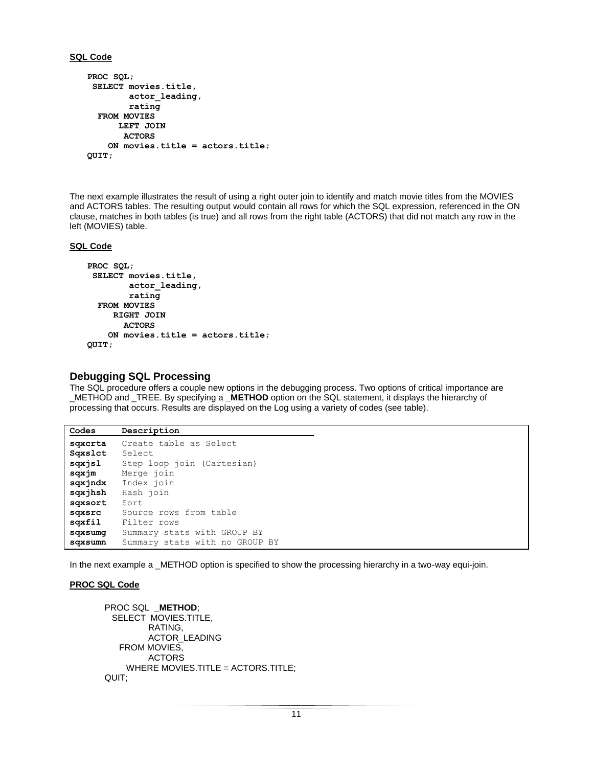**SQL Code**

```
PROC SQL;
 SELECT movies.title,
        actor_leading,
        rating
  FROM MOVIES
      LEFT JOIN
       ACTORS
    ON movies.title = actors.title;
QUIT;
```

The next example illustrates the result of using a right outer join to identify and match movie titles from the MOVIES and ACTORS tables. The resulting output would contain all rows for which the SQL expression, referenced in the ON clause, matches in both tables (is true) and all rows from the right table (ACTORS) that did not match any row in the left (MOVIES) table.

**SQL Code**

```
PROC SQL;
 SELECT movies.title,
        actor_leading,
        rating
  FROM MOVIES
     RIGHT JOIN
       ACTORS
    ON movies.title = actors.title;
QUIT;
```

## Debugging SQL Processing

The SQL procedure offers a couple new options in the debugging process. Two options of critical importance are _METHOD and _TREE. By specifying a **_METHOD** option on the SQL statement, it displays the hierarchy of processing that occurs. Results are displayed on the Log using a variety of codes (see table).

| Codes | Description |
|---|---|
| **sqxcrta** | Create table as Select |
| **Sqxslct** | Select |
| **sqxjsl** | Step loop join (Cartesian) |
| **sqxjm** | Merge join |
| **sqxjndx** | Index join |
| **sqxjhsh** | Hash join |
| **sqxsort** | Sort |
| **sqxsrc** | Source rows from table |
| **sqxfil** | Filter rows |
| **sqxsumg** | Summary stats with GROUP BY |
| **sqxsumn** | Summary stats with no GROUP BY |

In the next example a _METHOD option is specified to show the processing hierarchy in a two-way equi-join.

**PROC SQL Code**

```
PROC SQL  _METHOD;
  SELECT  MOVIES.TITLE,
          RATING,
          ACTOR_LEADING
    FROM MOVIES,
          ACTORS
      WHERE MOVIES.TITLE = ACTORS.TITLE;
QUIT;
```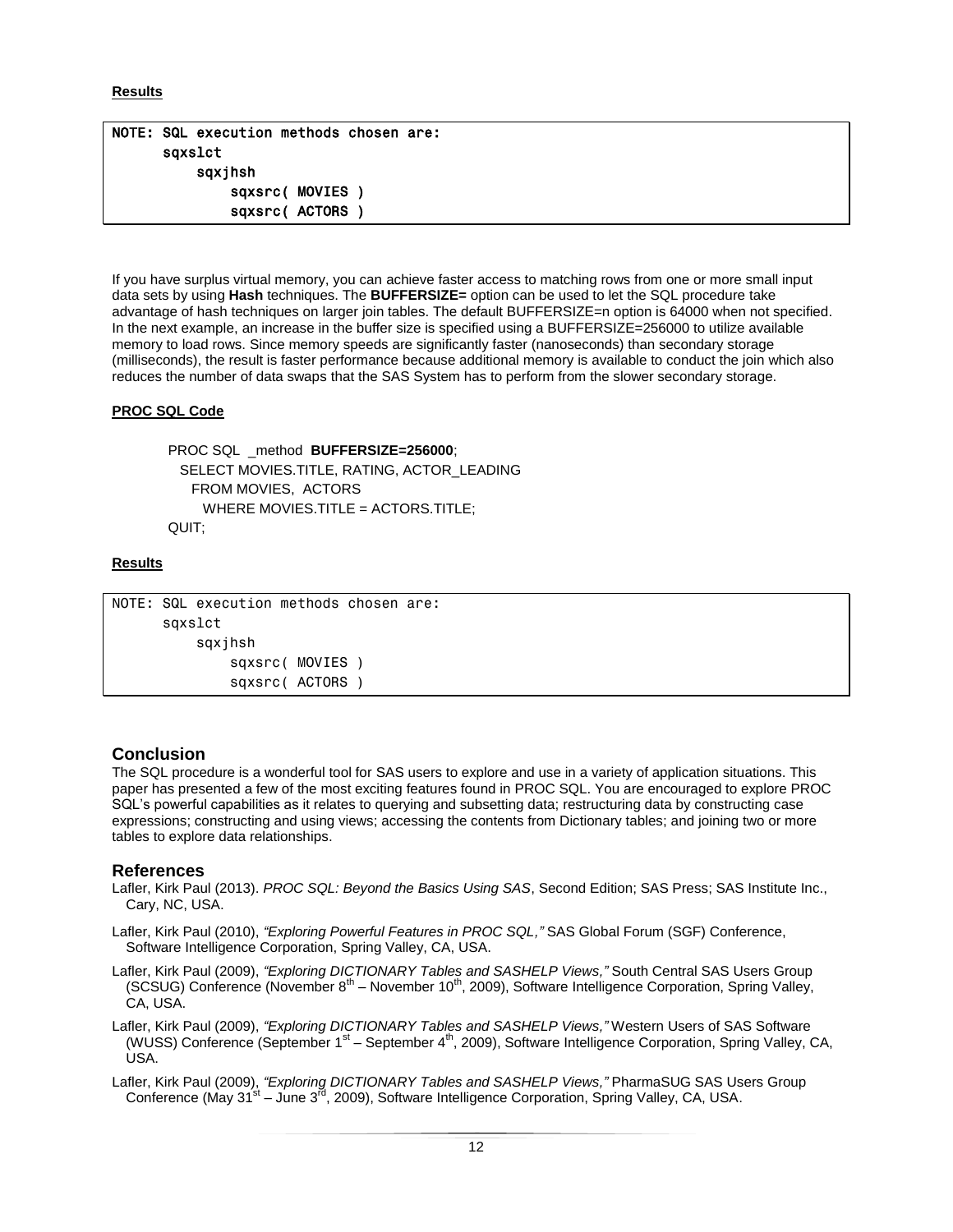**Results**

```
NOTE: SQL execution methods chosen are:
      sqxslct
          sqxjhsh
              sqxsrc( MOVIES )
              sqxsrc( ACTORS )
```

If you have surplus virtual memory, you can achieve faster access to matching rows from one or more small input data sets by using **Hash** techniques. The **BUFFERSIZE=** option can be used to let the SQL procedure take advantage of hash techniques on larger join tables. The default BUFFERSIZE=n option is 64000 when not specified. In the next example, an increase in the buffer size is specified using a BUFFERSIZE=256000 to utilize available memory to load rows. Since memory speeds are significantly faster (nanoseconds) than secondary storage (milliseconds), the result is faster performance because additional memory is available to conduct the join which also reduces the number of data swaps that the SAS System has to perform from the slower secondary storage.

**PROC SQL Code**

```
PROC SQL  _method  BUFFERSIZE=256000;
  SELECT MOVIES.TITLE, RATING, ACTOR_LEADING
    FROM MOVIES,  ACTORS
      WHERE MOVIES.TITLE = ACTORS.TITLE;
QUIT;
```

**Results**

```
NOTE: SQL execution methods chosen are:
      sqxslct
          sqxjhsh
              sqxsrc( MOVIES )
              sqxsrc( ACTORS )
```

## Conclusion

The SQL procedure is a wonderful tool for SAS users to explore and use in a variety of application situations. This paper has presented a few of the most exciting features found in PROC SQL. You are encouraged to explore PROC SQL's powerful capabilities as it relates to querying and subsetting data; restructuring data by constructing case expressions; constructing and using views; accessing the contents from Dictionary tables; and joining two or more tables to explore data relationships.

## References

Lafler, Kirk Paul (2013). *PROC SQL: Beyond the Basics Using SAS*, Second Edition; SAS Press; SAS Institute Inc., Cary, NC, USA.

Lafler, Kirk Paul (2010), *"Exploring Powerful Features in PROC SQL,"* SAS Global Forum (SGF) Conference, Software Intelligence Corporation, Spring Valley, CA, USA.

Lafler, Kirk Paul (2009), *"Exploring DICTIONARY Tables and SASHELP Views,"* South Central SAS Users Group (SCSUG) Conference (November 8th – November 10th, 2009), Software Intelligence Corporation, Spring Valley, CA, USA.

Lafler, Kirk Paul (2009), *"Exploring DICTIONARY Tables and SASHELP Views,"* Western Users of SAS Software (WUSS) Conference (September 1st – September 4th, 2009), Software Intelligence Corporation, Spring Valley, CA, USA.

Lafler, Kirk Paul (2009), *"Exploring DICTIONARY Tables and SASHELP Views,"* PharmaSUG SAS Users Group Conference (May 31st – June 3rd, 2009), Software Intelligence Corporation, Spring Valley, CA, USA.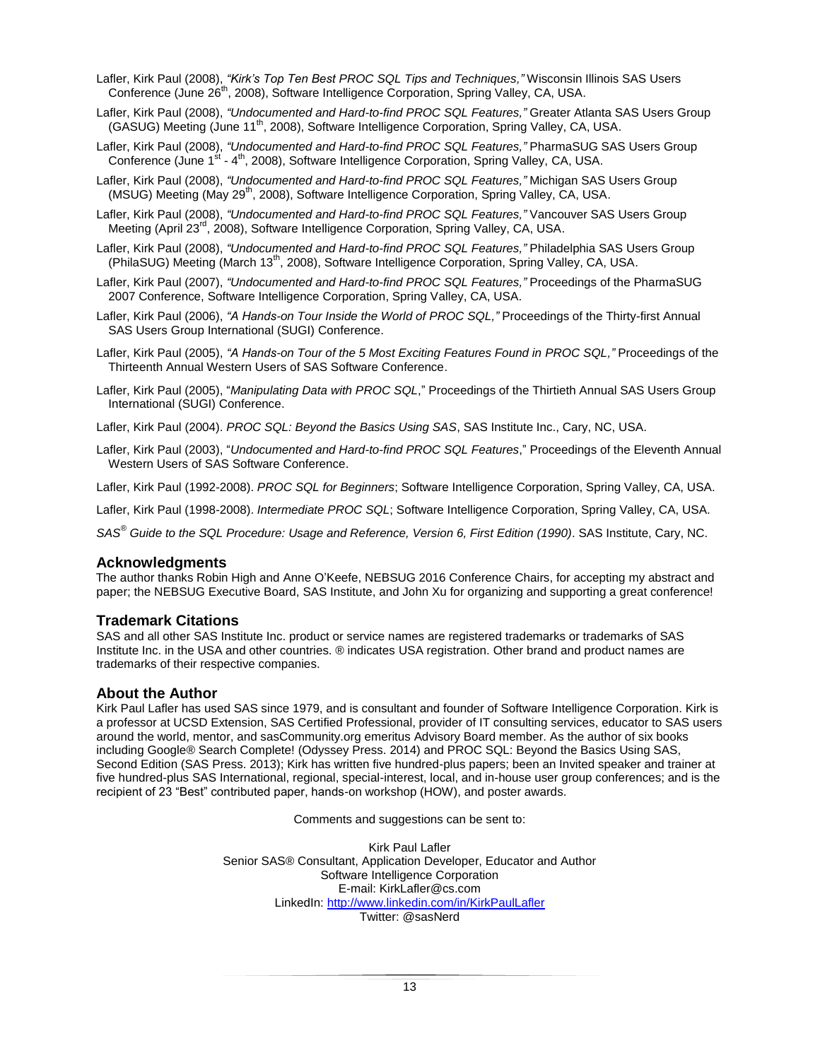Lafler, Kirk Paul (2008), *"Kirk's Top Ten Best PROC SQL Tips and Techniques,"* Wisconsin Illinois SAS Users Conference (June 26th, 2008), Software Intelligence Corporation, Spring Valley, CA, USA.

Lafler, Kirk Paul (2008), *"Undocumented and Hard-to-find PROC SQL Features,"* Greater Atlanta SAS Users Group (GASUG) Meeting (June 11th, 2008), Software Intelligence Corporation, Spring Valley, CA, USA.

Lafler, Kirk Paul (2008), *"Undocumented and Hard-to-find PROC SQL Features,"* PharmaSUG SAS Users Group Conference (June 1st - 4th, 2008), Software Intelligence Corporation, Spring Valley, CA, USA.

Lafler, Kirk Paul (2008), *"Undocumented and Hard-to-find PROC SQL Features,"* Michigan SAS Users Group (MSUG) Meeting (May 29th, 2008), Software Intelligence Corporation, Spring Valley, CA, USA.

Lafler, Kirk Paul (2008), *"Undocumented and Hard-to-find PROC SQL Features,"* Vancouver SAS Users Group Meeting (April 23rd, 2008), Software Intelligence Corporation, Spring Valley, CA, USA.

Lafler, Kirk Paul (2008), *"Undocumented and Hard-to-find PROC SQL Features,"* Philadelphia SAS Users Group (PhilaSUG) Meeting (March 13th, 2008), Software Intelligence Corporation, Spring Valley, CA, USA.

Lafler, Kirk Paul (2007), *"Undocumented and Hard-to-find PROC SQL Features,"* Proceedings of the PharmaSUG 2007 Conference, Software Intelligence Corporation, Spring Valley, CA, USA.

Lafler, Kirk Paul (2006), *"A Hands-on Tour Inside the World of PROC SQL,"* Proceedings of the Thirty-first Annual SAS Users Group International (SUGI) Conference.

Lafler, Kirk Paul (2005), *"A Hands-on Tour of the 5 Most Exciting Features Found in PROC SQL,"* Proceedings of the Thirteenth Annual Western Users of SAS Software Conference.

Lafler, Kirk Paul (2005), "*Manipulating Data with PROC SQL*," Proceedings of the Thirtieth Annual SAS Users Group International (SUGI) Conference.

Lafler, Kirk Paul (2004). *PROC SQL: Beyond the Basics Using SAS*, SAS Institute Inc., Cary, NC, USA.

Lafler, Kirk Paul (2003), "*Undocumented and Hard-to-find PROC SQL Features*," Proceedings of the Eleventh Annual Western Users of SAS Software Conference.

Lafler, Kirk Paul (1992-2008). *PROC SQL for Beginners*; Software Intelligence Corporation, Spring Valley, CA, USA.

Lafler, Kirk Paul (1998-2008). *Intermediate PROC SQL*; Software Intelligence Corporation, Spring Valley, CA, USA.

*SAS® Guide to the SQL Procedure: Usage and Reference, Version 6, First Edition (1990)*. SAS Institute, Cary, NC.

## Acknowledgments

The author thanks Robin High and Anne O'Keefe, NEBSUG 2016 Conference Chairs, for accepting my abstract and paper; the NEBSUG Executive Board, SAS Institute, and John Xu for organizing and supporting a great conference!

## Trademark Citations

SAS and all other SAS Institute Inc. product or service names are registered trademarks or trademarks of SAS Institute Inc. in the USA and other countries. ® indicates USA registration. Other brand and product names are trademarks of their respective companies.

## About the Author

Kirk Paul Lafler has used SAS since 1979, and is consultant and founder of Software Intelligence Corporation. Kirk is a professor at UCSD Extension, SAS Certified Professional, provider of IT consulting services, educator to SAS users around the world, mentor, and sasCommunity.org emeritus Advisory Board member. As the author of six books including Google® Search Complete! (Odyssey Press. 2014) and PROC SQL: Beyond the Basics Using SAS, Second Edition (SAS Press. 2013); Kirk has written five hundred-plus papers; been an Invited speaker and trainer at five hundred-plus SAS International, regional, special-interest, local, and in-house user group conferences; and is the recipient of 23 "Best" contributed paper, hands-on workshop (HOW), and poster awards.

Comments and suggestions can be sent to:

Kirk Paul Lafler
Senior SAS® Consultant, Application Developer, Educator and Author
Software Intelligence Corporation
E-mail: KirkLafler@cs.com
LinkedIn: http://www.linkedin.com/in/KirkPaulLafler
Twitter: @sasNerd